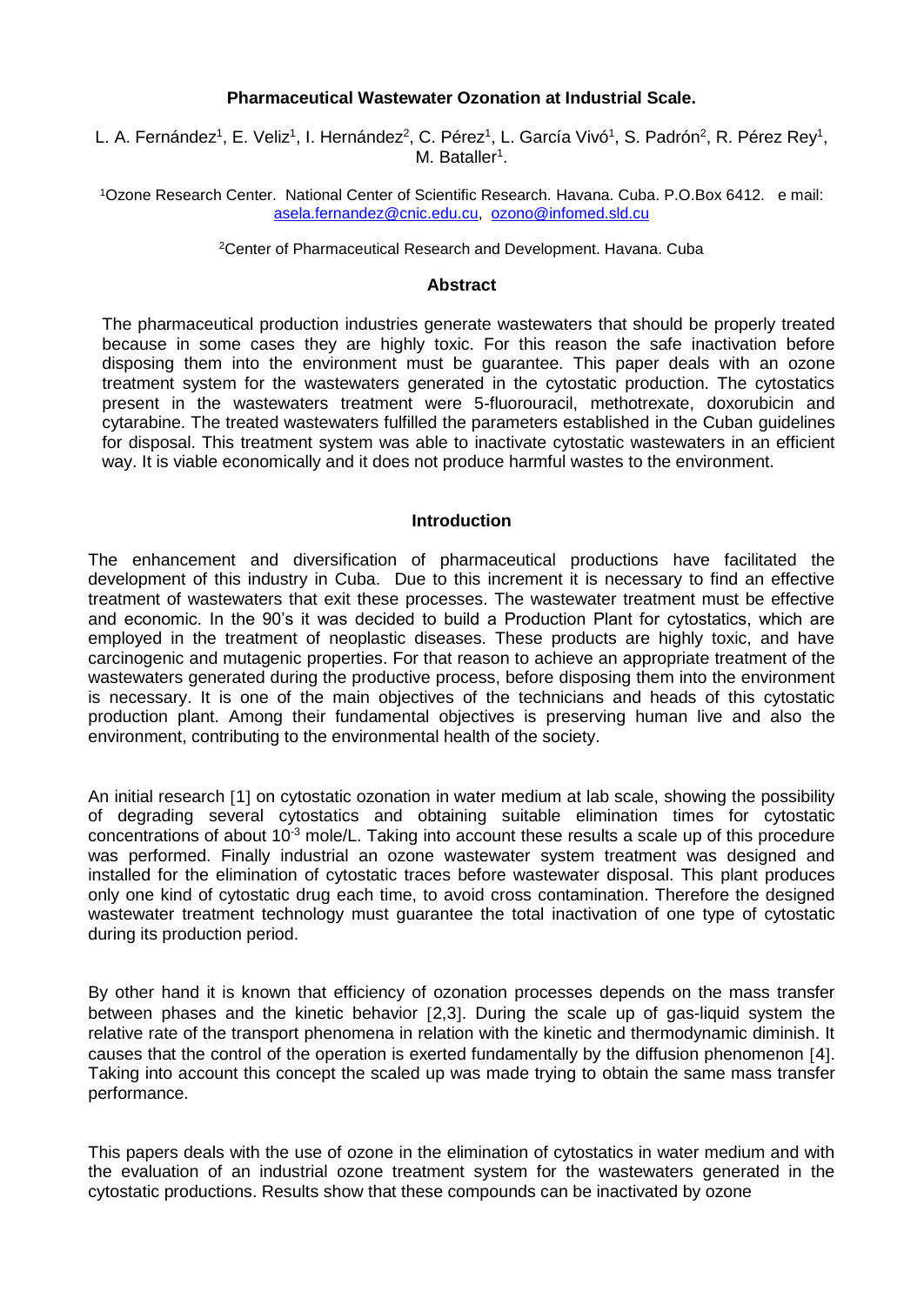# Pharmaceutical Wastewater Ozonation at Industrial Scale.

L. A. Fernández[1], E. Veliz[1], I. Hernández[2], C. Pérez[1], L. García Vivó[1], S. Padrón[2], R. Pérez Rey[1], M. Bataller[1].

[1]Ozone Research Center. National Center of Scientific Research. Havana. Cuba. P.O.Box 6412. e mail: asela.fernandez@cnic.edu.cu, ozono@infomed.sld.cu

[2]Center of Pharmaceutical Research and Development. Havana. Cuba

## Abstract

The pharmaceutical production industries generate wastewaters that should be properly treated because in some cases they are highly toxic. For this reason the safe inactivation before disposing them into the environment must be guarantee. This paper deals with an ozone treatment system for the wastewaters generated in the cytostatic production. The cytostatics present in the wastewaters treatment were 5-fluorouracil, methotrexate, doxorubicin and cytarabine. The treated wastewaters fulfilled the parameters established in the Cuban guidelines for disposal. This treatment system was able to inactivate cytostatic wastewaters in an efficient way. It is viable economically and it does not produce harmful wastes to the environment.

## Introduction

The enhancement and diversification of pharmaceutical productions have facilitated the development of this industry in Cuba. Due to this increment it is necessary to find an effective treatment of wastewaters that exit these processes. The wastewater treatment must be effective and economic. In the 90's it was decided to build a Production Plant for cytostatics, which are employed in the treatment of neoplastic diseases. These products are highly toxic, and have carcinogenic and mutagenic properties. For that reason to achieve an appropriate treatment of the wastewaters generated during the productive process, before disposing them into the environment is necessary. It is one of the main objectives of the technicians and heads of this cytostatic production plant. Among their fundamental objectives is preserving human live and also the environment, contributing to the environmental health of the society.

An initial research [1] on cytostatic ozonation in water medium at lab scale, showing the possibility of degrading several cytostatics and obtaining suitable elimination times for cytostatic concentrations of about $10^{-3}$ mole/L. Taking into account these results a scale up of this procedure was performed. Finally industrial an ozone wastewater system treatment was designed and installed for the elimination of cytostatic traces before wastewater disposal. This plant produces only one kind of cytostatic drug each time, to avoid cross contamination. Therefore the designed wastewater treatment technology must guarantee the total inactivation of one type of cytostatic during its production period.

By other hand it is known that efficiency of ozonation processes depends on the mass transfer between phases and the kinetic behavior [2,3]. During the scale up of gas-liquid system the relative rate of the transport phenomena in relation with the kinetic and thermodynamic diminish. It causes that the control of the operation is exerted fundamentally by the diffusion phenomenon [4]. Taking into account this concept the scaled up was made trying to obtain the same mass transfer performance.

This papers deals with the use of ozone in the elimination of cytostatics in water medium and with the evaluation of an industrial ozone treatment system for the wastewaters generated in the cytostatic productions. Results show that these compounds can be inactivated by ozone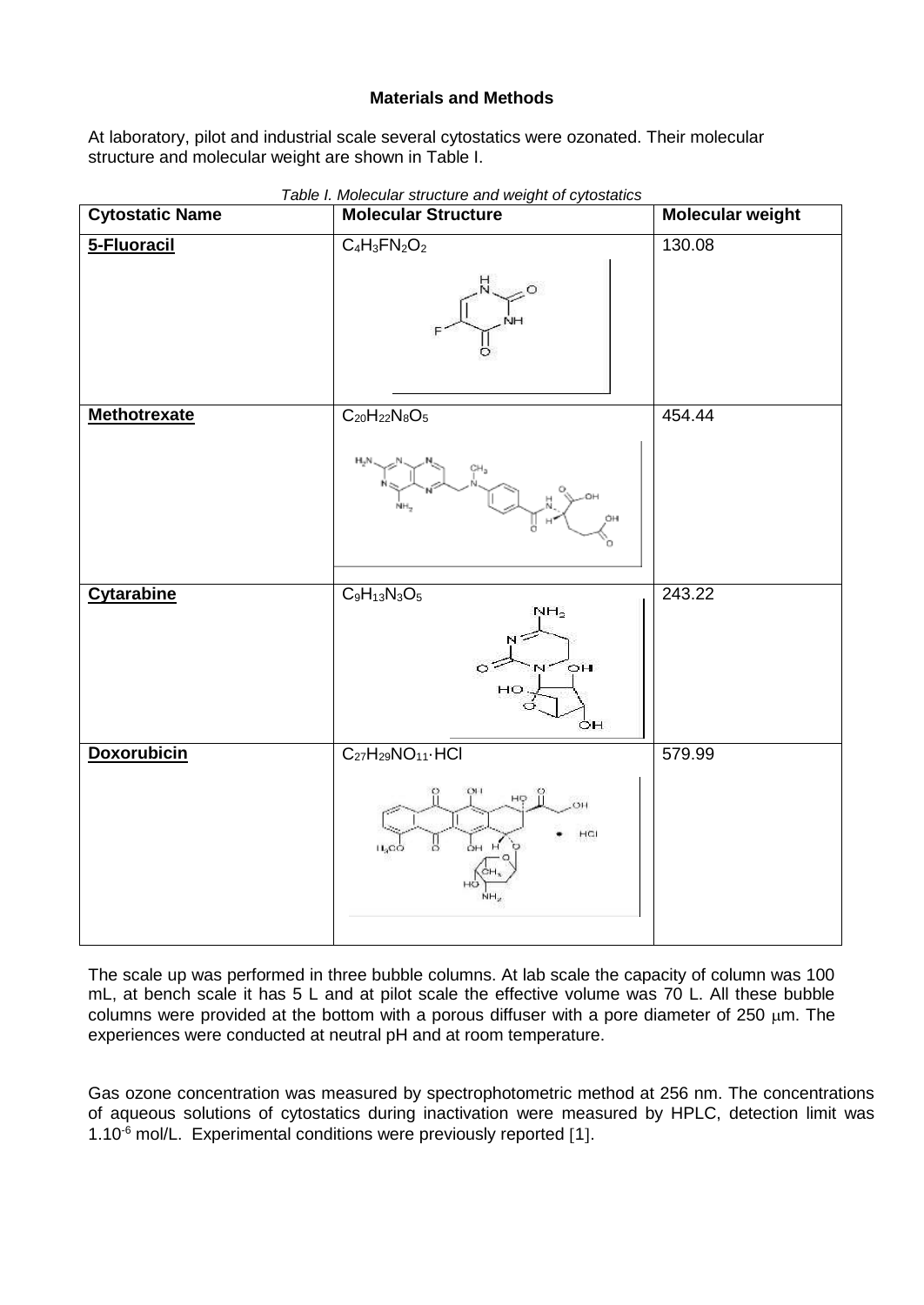**Materials and Methods**

At laboratory, pilot and industrial scale several cytostatics were ozonated. Their molecular structure and molecular weight are shown in Table I.

*Table I. Molecular structure and weight of cytostatics*

| Cytostatic Name | Molecular Structure | Molecular weight |
|---|---|---|
| **5-Fluoracil** | $C_4H_3FN_2O_2$ | 130.08 |
| **Methotrexate** | $C_{20}H_{22}N_8O_5$ | 454.44 |
| **Cytarabine** | $C_9H_{13}N_3O_5$ | 243.22 |
| **Doxorubicin** | $C_{27}H_{29}NO_{11}\cdot HCl$ | 579.99 |

The scale up was performed in three bubble columns. At lab scale the capacity of column was 100 mL, at bench scale it has 5 L and at pilot scale the effective volume was 70 L. All these bubble columns were provided at the bottom with a porous diffuser with a pore diameter of 250 $\mu$m. The experiences were conducted at neutral pH and at room temperature.

Gas ozone concentration was measured by spectrophotometric method at 256 nm. The concentrations of aqueous solutions of cytostatics during inactivation were measured by HPLC, detection limit was $1.10^{-6}$ mol/L. Experimental conditions were previously reported [1].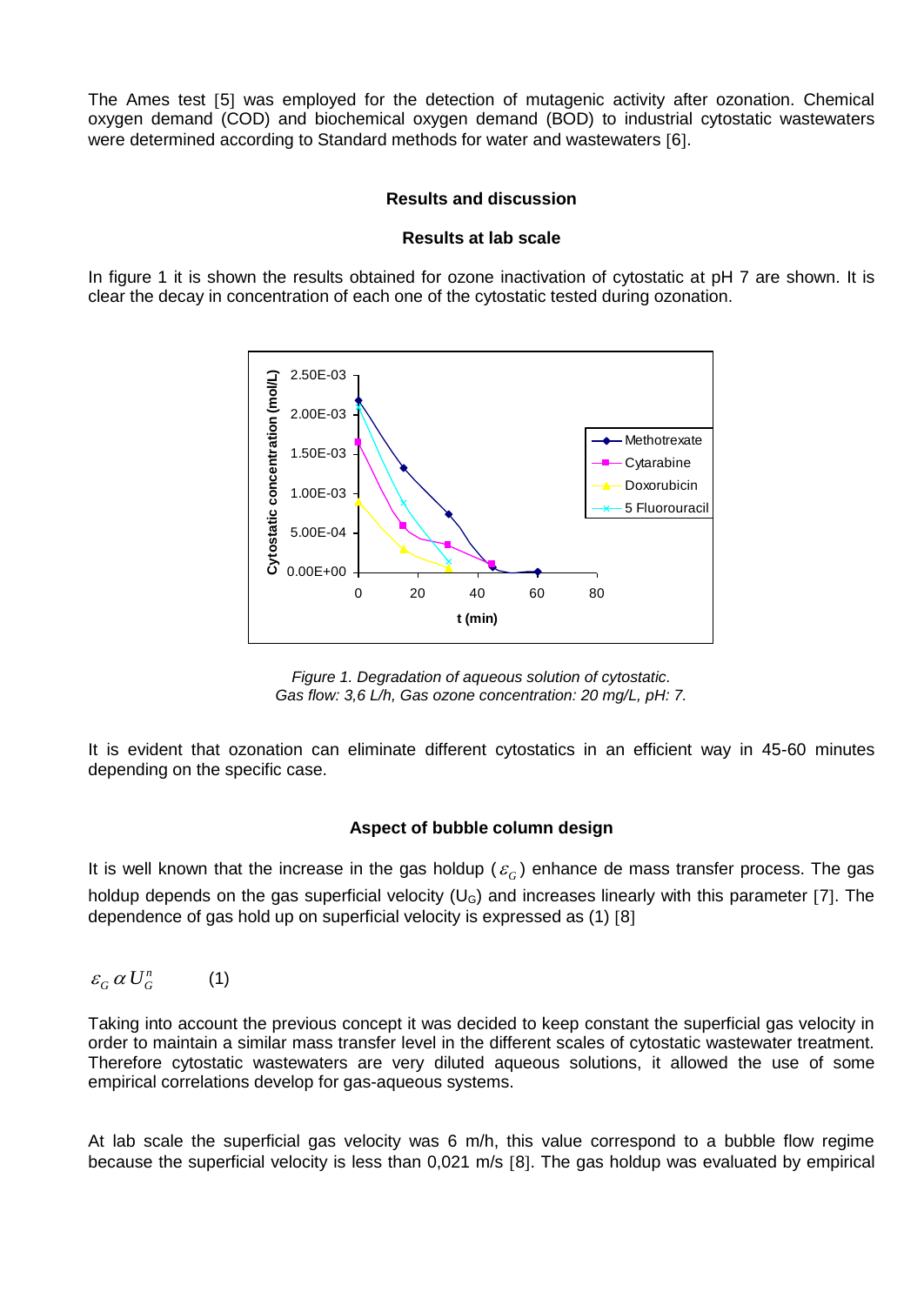The Ames test [5] was employed for the detection of mutagenic activity after ozonation. Chemical oxygen demand (COD) and biochemical oxygen demand (BOD) to industrial cytostatic wastewaters were determined according to Standard methods for water and wastewaters [6].

## Results and discussion

### Results at lab scale

In figure 1 it is shown the results obtained for ozone inactivation of cytostatic at pH 7 are shown. It is clear the decay in concentration of each one of the cytostatic tested during ozonation.

*Figure 1. Degradation of aqueous solution of cytostatic.*
*Gas flow: 3,6 L/h, Gas ozone concentration: 20 mg/L, pH: 7.*

It is evident that ozonation can eliminate different cytostatics in an efficient way in 45-60 minutes depending on the specific case.

### Aspect of bubble column design

It is well known that the increase in the gas holdup ($\varepsilon_G$) enhance de mass transfer process. The gas holdup depends on the gas superficial velocity ($U_G$) and increases linearly with this parameter [7]. The dependence of gas hold up on superficial velocity is expressed as (1) [8]

$$\varepsilon_G \,\alpha\, U_G^n \qquad (1)$$

Taking into account the previous concept it was decided to keep constant the superficial gas velocity in order to maintain a similar mass transfer level in the different scales of cytostatic wastewater treatment. Therefore cytostatic wastewaters are very diluted aqueous solutions, it allowed the use of some empirical correlations develop for gas-aqueous systems.

At lab scale the superficial gas velocity was 6 m/h, this value correspond to a bubble flow regime because the superficial velocity is less than 0,021 m/s [8]. The gas holdup was evaluated by empirical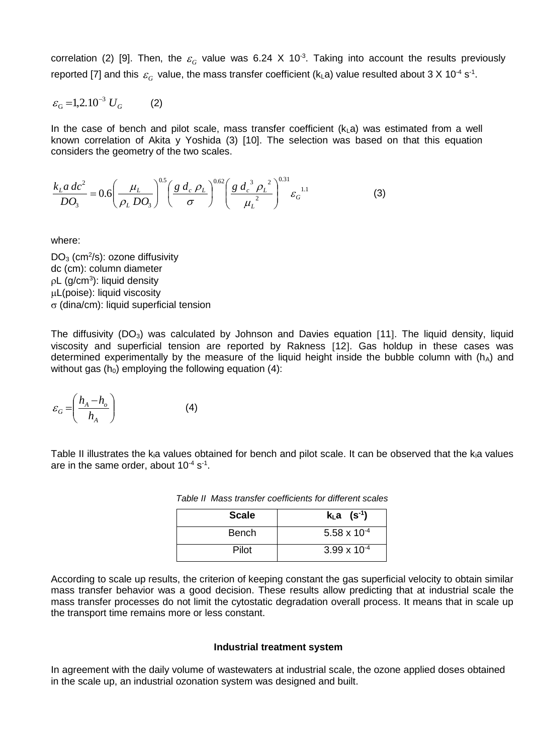correlation (2) [9]. Then, the $\varepsilon_G$ value was 6.24 X $10^{-3}$. Taking into account the results previously reported [7] and this $\varepsilon_G$ value, the mass transfer coefficient ($k_La$) value resulted about 3 X $10^{-4}$ $s^{-1}$.

$$\varepsilon_G = 1{,}2.10^{-3}\, U_G \qquad (2)$$

In the case of bench and pilot scale, mass transfer coefficient ($k_La$) was estimated from a well known correlation of Akita y Yoshida (3) [10]. The selection was based on that this equation considers the geometry of the two scales.

$$\frac{k_L a\, dc^2}{DO_3} = 0.6\left(\frac{\mu_L}{\rho_L\, DO_3}\right)^{0.5}\left(\frac{g\, d_c\, \rho_L}{\sigma}\right)^{0.62}\left(\frac{g\, d_c^{\,3}\, \rho_L^{\,2}}{\mu_L^{\,2}}\right)^{0.31}\varepsilon_G^{\;1.1} \qquad (3)$$

where:

$DO_3$ ($cm^2$/s): ozone diffusivity
dc (cm): column diameter
$\rho L$ ($g/cm^3$): liquid density
$\mu L$(poise): liquid viscosity
$\sigma$ (dina/cm): liquid superficial tension

The diffusivity ($DO_3$) was calculated by Johnson and Davies equation [11]. The liquid density, liquid viscosity and superficial tension are reported by Rakness [12]. Gas holdup in these cases was determined experimentally by the measure of the liquid height inside the bubble column with ($h_A$) and without gas ($h_0$) employing the following equation (4):

$$\varepsilon_G = \left(\frac{h_A - h_o}{h_A}\right) \qquad (4)$$

Table II illustrates the $k_la$ values obtained for bench and pilot scale. It can be observed that the $k_la$ values are in the same order, about $10^{-4}$ $s^{-1}$.

*Table II Mass transfer coefficients for different scales*

| Scale | $k_La$ ($s^{-1}$) |
|---|---|
| Bench | 5.58 x $10^{-4}$ |
| Pilot | 3.99 x $10^{-4}$ |

According to scale up results, the criterion of keeping constant the gas superficial velocity to obtain similar mass transfer behavior was a good decision. These results allow predicting that at industrial scale the mass transfer processes do not limit the cytostatic degradation overall process. It means that in scale up the transport time remains more or less constant.

**Industrial treatment system**

In agreement with the daily volume of wastewaters at industrial scale, the ozone applied doses obtained in the scale up, an industrial ozonation system was designed and built.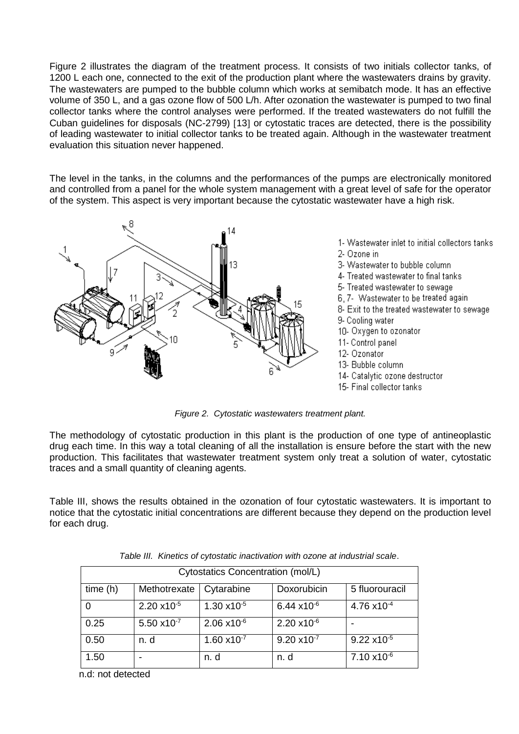Figure 2 illustrates the diagram of the treatment process. It consists of two initials collector tanks, of 1200 L each one, connected to the exit of the production plant where the wastewaters drains by gravity. The wastewaters are pumped to the bubble column which works at semibatch mode. It has an effective volume of 350 L, and a gas ozone flow of 500 L/h. After ozonation the wastewater is pumped to two final collector tanks where the control analyses were performed. If the treated wastewaters do not fulfill the Cuban guidelines for disposals (NC-2799) [13] or cytostatic traces are detected, there is the possibility of leading wastewater to initial collector tanks to be treated again. Although in the wastewater treatment evaluation this situation never happened.

The level in the tanks, in the columns and the performances of the pumps are electronically monitored and controlled from a panel for the whole system management with a great level of safe for the operator of the system. This aspect is very important because the cytostatic wastewater have a high risk.

1- Wastewater inlet to initial collectors tanks
2- Ozone in
3- Wastewater to bubble column
4- Treated wastewater to final tanks
5- Treated wastewater to sewage
6, 7- Wastewater to be treated again
8- Exit to the treated wastewater to sewage
9- Cooling water
10- Oxygen to ozonator
11- Control panel
12- Ozonator
13- Bubble column
14- Catalytic ozone destructor
15- Final collector tanks

*Figure 2. Cytostatic wastewaters treatment plant.*

The methodology of cytostatic production in this plant is the production of one type of antineoplastic drug each time. In this way a total cleaning of all the installation is ensure before the start with the new production. This facilitates that wastewater treatment system only treat a solution of water, cytostatic traces and a small quantity of cleaning agents.

Table III, shows the results obtained in the ozonation of four cytostatic wastewaters. It is important to notice that the cytostatic initial concentrations are different because they depend on the production level for each drug.

*Table III. Kinetics of cytostatic inactivation with ozone at industrial scale.*

| Cytostatics Concentration (mol/L) | | | | |
|---|---|---|---|---|
| time (h) | Methotrexate | Cytarabine | Doxorubicin | 5 fluorouracil |
| 0 | $2.20 \times 10^{-5}$ | $1.30 \times 10^{-5}$ | $6.44 \times 10^{-6}$ | $4.76 \times 10^{-4}$ |
| 0.25 | $5.50 \times 10^{-7}$ | $2.06 \times 10^{-6}$ | $2.20 \times 10^{-6}$ | - |
| 0.50 | n. d | $1.60 \times 10^{-7}$ | $9.20 \times 10^{-7}$ | $9.22 \times 10^{-5}$ |
| 1.50 | - | n. d | n. d | $7.10 \times 10^{-6}$ |

n.d: not detected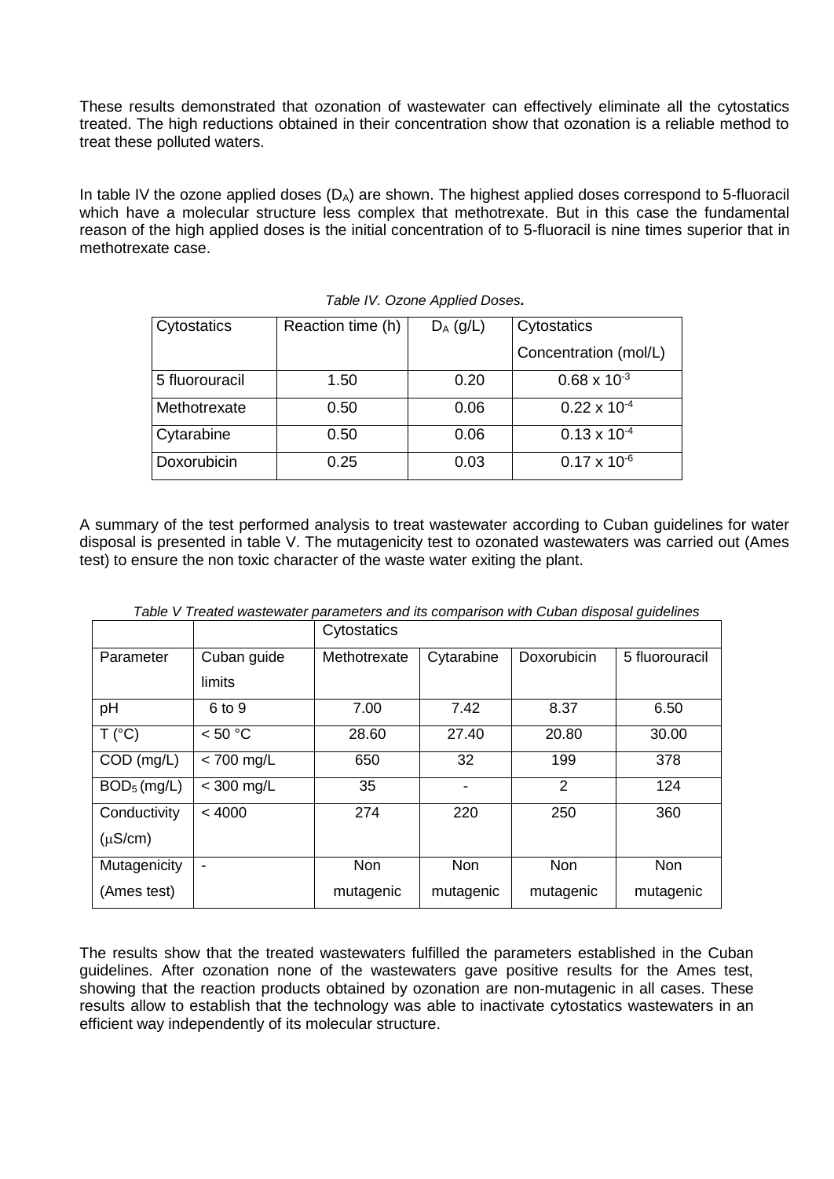These results demonstrated that ozonation of wastewater can effectively eliminate all the cytostatics treated. The high reductions obtained in their concentration show that ozonation is a reliable method to treat these polluted waters.

In table IV the ozone applied doses ($D_A$) are shown. The highest applied doses correspond to 5-fluoracil which have a molecular structure less complex that methotrexate. But in this case the fundamental reason of the high applied doses is the initial concentration of to 5-fluoracil is nine times superior that in methotrexate case.

*Table IV. Ozone Applied Doses.*

| Cytostatics | Reaction time (h) | $D_A$ (g/L) | Cytostatics Concentration (mol/L) |
|---|---|---|---|
| 5 fluorouracil | 1.50 | 0.20 | $0.68 \times 10^{-3}$ |
| Methotrexate | 0.50 | 0.06 | $0.22 \times 10^{-4}$ |
| Cytarabine | 0.50 | 0.06 | $0.13 \times 10^{-4}$ |
| Doxorubicin | 0.25 | 0.03 | $0.17 \times 10^{-6}$ |

A summary of the test performed analysis to treat wastewater according to Cuban guidelines for water disposal is presented in table V. The mutagenicity test to ozonated wastewaters was carried out (Ames test) to ensure the non toxic character of the waste water exiting the plant.

*Table V Treated wastewater parameters and its comparison with Cuban disposal guidelines*

| | | Cytostatics | | | |
|---|---|---|---|---|---|
| Parameter | Cuban guide limits | Methotrexate | Cytarabine | Doxorubicin | 5 fluorouracil |
| pH | 6 to 9 | 7.00 | 7.42 | 8.37 | 6.50 |
| T (°C) | < 50 °C | 28.60 | 27.40 | 20.80 | 30.00 |
| COD (mg/L) | < 700 mg/L | 650 | 32 | 199 | 378 |
| $BOD_5$ (mg/L) | < 300 mg/L | 35 | - | 2 | 124 |
| Conductivity ($\mu$S/cm) | < 4000 | 274 | 220 | 250 | 360 |
| Mutagenicity (Ames test) | - | Non mutagenic | Non mutagenic | Non mutagenic | Non mutagenic |

The results show that the treated wastewaters fulfilled the parameters established in the Cuban guidelines. After ozonation none of the wastewaters gave positive results for the Ames test, showing that the reaction products obtained by ozonation are non-mutagenic in all cases. These results allow to establish that the technology was able to inactivate cytostatics wastewaters in an efficient way independently of its molecular structure.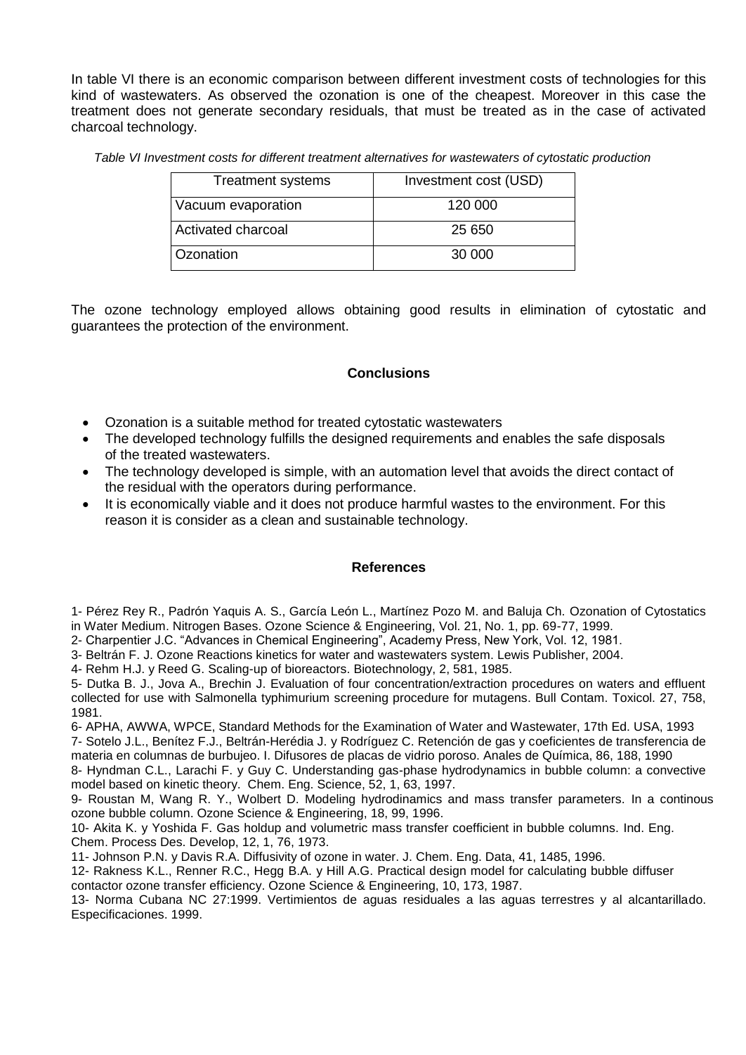In table VI there is an economic comparison between different investment costs of technologies for this kind of wastewaters. As observed the ozonation is one of the cheapest. Moreover in this case the treatment does not generate secondary residuals, that must be treated as in the case of activated charcoal technology.

*Table VI Investment costs for different treatment alternatives for wastewaters of cytostatic production*

| Treatment systems | Investment cost (USD) |
|---|---|
| Vacuum evaporation | 120 000 |
| Activated charcoal | 25 650 |
| Ozonation | 30 000 |

The ozone technology employed allows obtaining good results in elimination of cytostatic and guarantees the protection of the environment.

## Conclusions

- Ozonation is a suitable method for treated cytostatic wastewaters
- The developed technology fulfills the designed requirements and enables the safe disposals of the treated wastewaters.
- The technology developed is simple, with an automation level that avoids the direct contact of the residual with the operators during performance.
- It is economically viable and it does not produce harmful wastes to the environment. For this reason it is consider as a clean and sustainable technology.

## References

1- Pérez Rey R., Padrón Yaquis A. S., García León L., Martínez Pozo M. and Baluja Ch. Ozonation of Cytostatics in Water Medium. Nitrogen Bases. Ozone Science & Engineering, Vol. 21, No. 1, pp. 69-77, 1999.

2- Charpentier J.C. "Advances in Chemical Engineering", Academy Press, New York, Vol. 12, 1981.

3- Beltrán F. J. Ozone Reactions kinetics for water and wastewaters system. Lewis Publisher, 2004.

4- Rehm H.J. y Reed G. Scaling-up of bioreactors. Biotechnology, 2, 581, 1985.

5- Dutka B. J., Jova A., Brechin J. Evaluation of four concentration/extraction procedures on waters and effluent collected for use with Salmonella typhimurium screening procedure for mutagens. Bull Contam. Toxicol. 27, 758, 1981.

6- APHA, AWWA, WPCE, Standard Methods for the Examination of Water and Wastewater, 17th Ed. USA, 1993

7- Sotelo J.L., Benítez F.J., Beltrán-Herédia J. y Rodríguez C. Retención de gas y coeficientes de transferencia de materia en columnas de burbujeo. I. Difusores de placas de vidrio poroso. Anales de Química, 86, 188, 1990

8- Hyndman C.L., Larachi F. y Guy C. Understanding gas-phase hydrodynamics in bubble column: a convective model based on kinetic theory. Chem. Eng. Science, 52, 1, 63, 1997.

9- Roustan M, Wang R. Y., Wolbert D. Modeling hydrodinamics and mass transfer parameters. In a continous ozone bubble column. Ozone Science & Engineering, 18, 99, 1996.

10- Akita K. y Yoshida F. Gas holdup and volumetric mass transfer coefficient in bubble columns. Ind. Eng. Chem. Process Des. Develop, 12, 1, 76, 1973.

11- Johnson P.N. y Davis R.A. Diffusivity of ozone in water. J. Chem. Eng. Data, 41, 1485, 1996.

12- Rakness K.L., Renner R.C., Hegg B.A. y Hill A.G. Practical design model for calculating bubble diffuser contactor ozone transfer efficiency. Ozone Science & Engineering, 10, 173, 1987.

13- Norma Cubana NC 27:1999. Vertimientos de aguas residuales a las aguas terrestres y al alcantarillado. Especificaciones. 1999.